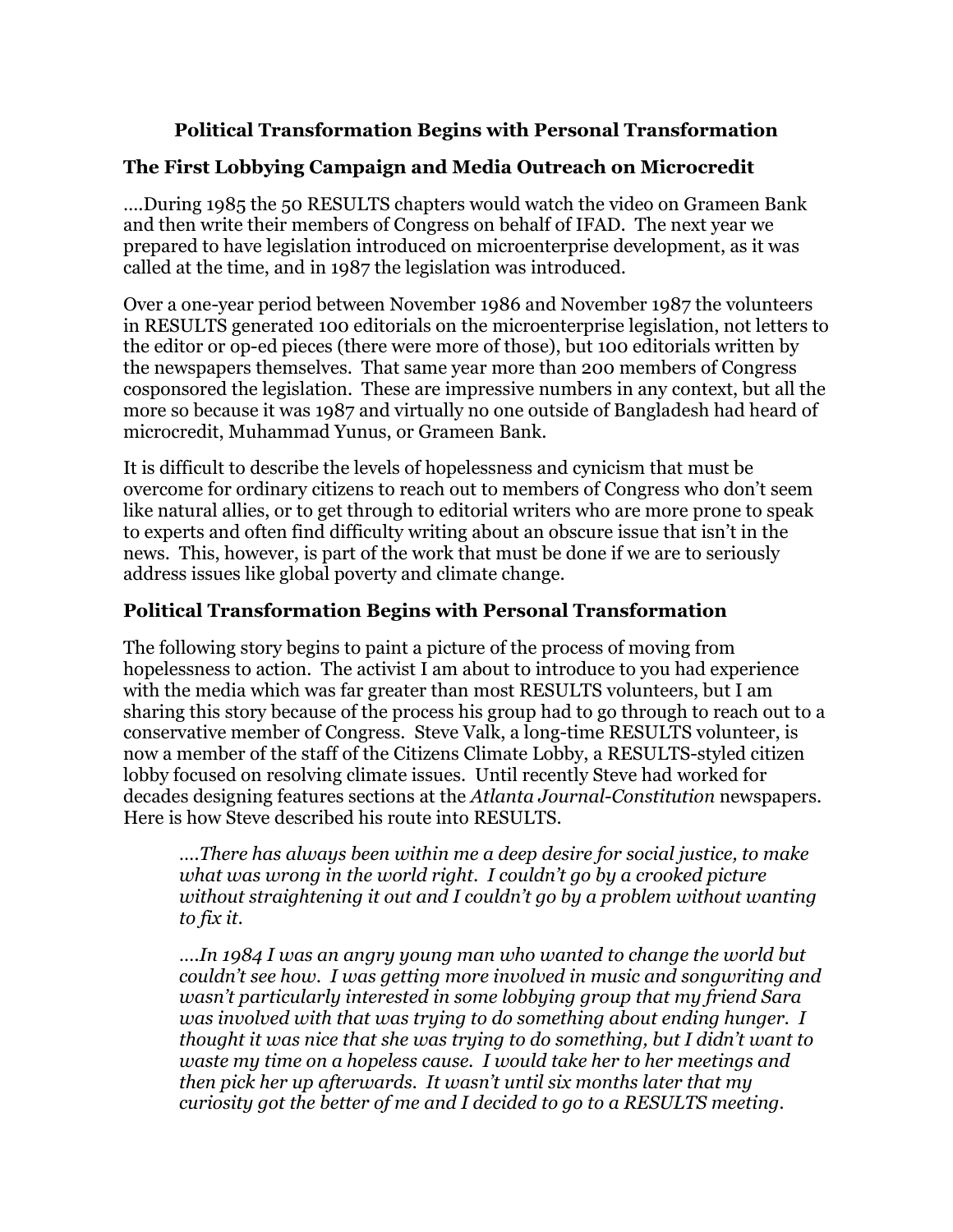# Political Transformation Begins with Personal Transformation

## The First Lobbying Campaign and Media Outreach on Microcredit

….During 1985 the 50 RESULTS chapters would watch the video on Grameen Bank and then write their members of Congress on behalf of IFAD. The next year we prepared to have legislation introduced on microenterprise development, as it was called at the time, and in 1987 the legislation was introduced.

Over a one-year period between November 1986 and November 1987 the volunteers in RESULTS generated 100 editorials on the microenterprise legislation, not letters to the editor or op-ed pieces (there were more of those), but 100 editorials written by the newspapers themselves. That same year more than 200 members of Congress cosponsored the legislation. These are impressive numbers in any context, but all the more so because it was 1987 and virtually no one outside of Bangladesh had heard of microcredit, Muhammad Yunus, or Grameen Bank.

It is difficult to describe the levels of hopelessness and cynicism that must be overcome for ordinary citizens to reach out to members of Congress who don't seem like natural allies, or to get through to editorial writers who are more prone to speak to experts and often find difficulty writing about an obscure issue that isn't in the news. This, however, is part of the work that must be done if we are to seriously address issues like global poverty and climate change.

## Political Transformation Begins with Personal Transformation

The following story begins to paint a picture of the process of moving from hopelessness to action. The activist I am about to introduce to you had experience with the media which was far greater than most RESULTS volunteers, but I am sharing this story because of the process his group had to go through to reach out to a conservative member of Congress. Steve Valk, a long-time RESULTS volunteer, is now a member of the staff of the Citizens Climate Lobby, a RESULTS-styled citizen lobby focused on resolving climate issues. Until recently Steve had worked for decades designing features sections at the *Atlanta Journal-Constitution* newspapers. Here is how Steve described his route into RESULTS.

> *….There has always been within me a deep desire for social justice, to make what was wrong in the world right. I couldn't go by a crooked picture without straightening it out and I couldn't go by a problem without wanting to fix it.*
>
> *….In 1984 I was an angry young man who wanted to change the world but couldn't see how. I was getting more involved in music and songwriting and wasn't particularly interested in some lobbying group that my friend Sara was involved with that was trying to do something about ending hunger. I thought it was nice that she was trying to do something, but I didn't want to waste my time on a hopeless cause. I would take her to her meetings and then pick her up afterwards. It wasn't until six months later that my curiosity got the better of me and I decided to go to a RESULTS meeting.*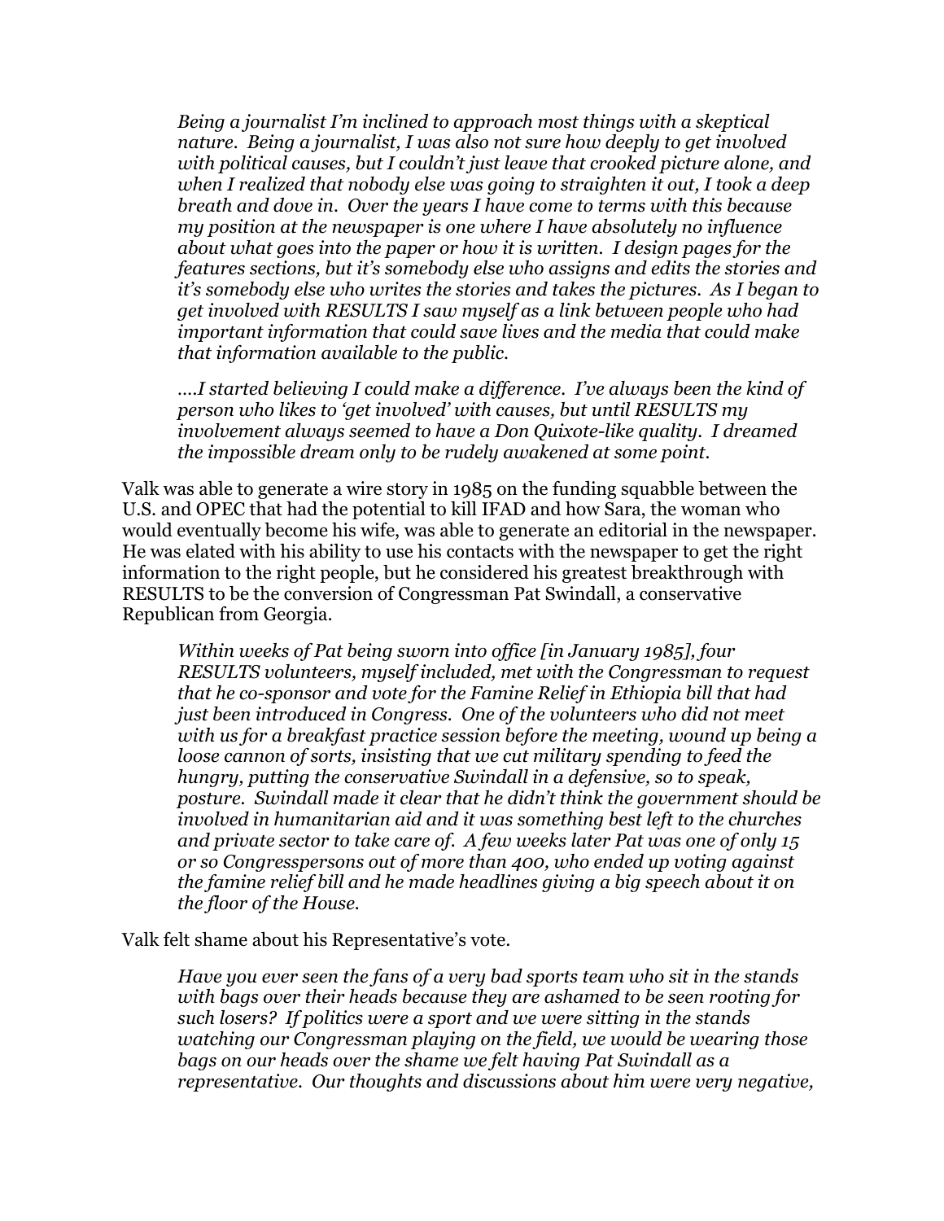*Being a journalist I'm inclined to approach most things with a skeptical nature. Being a journalist, I was also not sure how deeply to get involved with political causes, but I couldn't just leave that crooked picture alone, and when I realized that nobody else was going to straighten it out, I took a deep breath and dove in. Over the years I have come to terms with this because my position at the newspaper is one where I have absolutely no influence about what goes into the paper or how it is written. I design pages for the features sections, but it's somebody else who assigns and edits the stories and it's somebody else who writes the stories and takes the pictures. As I began to get involved with RESULTS I saw myself as a link between people who had important information that could save lives and the media that could make that information available to the public.*

*….I started believing I could make a difference. I've always been the kind of person who likes to 'get involved' with causes, but until RESULTS my involvement always seemed to have a Don Quixote-like quality. I dreamed the impossible dream only to be rudely awakened at some point.*

Valk was able to generate a wire story in 1985 on the funding squabble between the U.S. and OPEC that had the potential to kill IFAD and how Sara, the woman who would eventually become his wife, was able to generate an editorial in the newspaper. He was elated with his ability to use his contacts with the newspaper to get the right information to the right people, but he considered his greatest breakthrough with RESULTS to be the conversion of Congressman Pat Swindall, a conservative Republican from Georgia.

*Within weeks of Pat being sworn into office [in January 1985], four RESULTS volunteers, myself included, met with the Congressman to request that he co-sponsor and vote for the Famine Relief in Ethiopia bill that had just been introduced in Congress. One of the volunteers who did not meet with us for a breakfast practice session before the meeting, wound up being a loose cannon of sorts, insisting that we cut military spending to feed the hungry, putting the conservative Swindall in a defensive, so to speak, posture. Swindall made it clear that he didn't think the government should be involved in humanitarian aid and it was something best left to the churches and private sector to take care of. A few weeks later Pat was one of only 15 or so Congresspersons out of more than 400, who ended up voting against the famine relief bill and he made headlines giving a big speech about it on the floor of the House.*

Valk felt shame about his Representative's vote.

*Have you ever seen the fans of a very bad sports team who sit in the stands with bags over their heads because they are ashamed to be seen rooting for such losers? If politics were a sport and we were sitting in the stands watching our Congressman playing on the field, we would be wearing those bags on our heads over the shame we felt having Pat Swindall as a representative. Our thoughts and discussions about him were very negative,*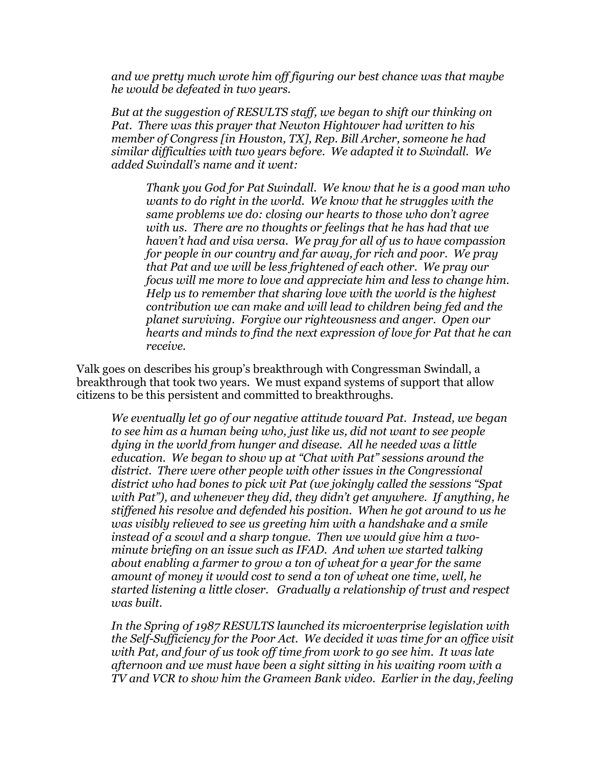*and we pretty much wrote him off figuring our best chance was that maybe he would be defeated in two years.*

> *But at the suggestion of RESULTS staff, we began to shift our thinking on Pat. There was this prayer that Newton Hightower had written to his member of Congress [in Houston, TX], Rep. Bill Archer, someone he had similar difficulties with two years before. We adapted it to Swindall. We added Swindall's name and it went:*
>
> > *Thank you God for Pat Swindall. We know that he is a good man who wants to do right in the world. We know that he struggles with the same problems we do: closing our hearts to those who don't agree with us. There are no thoughts or feelings that he has had that we haven't had and visa versa. We pray for all of us to have compassion for people in our country and far away, for rich and poor. We pray that Pat and we will be less frightened of each other. We pray our focus will me more to love and appreciate him and less to change him. Help us to remember that sharing love with the world is the highest contribution we can make and will lead to children being fed and the planet surviving. Forgive our righteousness and anger. Open our hearts and minds to find the next expression of love for Pat that he can receive.*

Valk goes on describes his group's breakthrough with Congressman Swindall, a breakthrough that took two years. We must expand systems of support that allow citizens to be this persistent and committed to breakthroughs.

> *We eventually let go of our negative attitude toward Pat. Instead, we began to see him as a human being who, just like us, did not want to see people dying in the world from hunger and disease. All he needed was a little education. We began to show up at "Chat with Pat" sessions around the district. There were other people with other issues in the Congressional district who had bones to pick wit Pat (we jokingly called the sessions "Spat with Pat"), and whenever they did, they didn't get anywhere. If anything, he stiffened his resolve and defended his position. When he got around to us he was visibly relieved to see us greeting him with a handshake and a smile instead of a scowl and a sharp tongue. Then we would give him a two-minute briefing on an issue such as IFAD. And when we started talking about enabling a farmer to grow a ton of wheat for a year for the same amount of money it would cost to send a ton of wheat one time, well, he started listening a little closer. Gradually a relationship of trust and respect was built.*
>
> *In the Spring of 1987 RESULTS launched its microenterprise legislation with the Self-Sufficiency for the Poor Act. We decided it was time for an office visit with Pat, and four of us took off time from work to go see him. It was late afternoon and we must have been a sight sitting in his waiting room with a TV and VCR to show him the Grameen Bank video. Earlier in the day, feeling*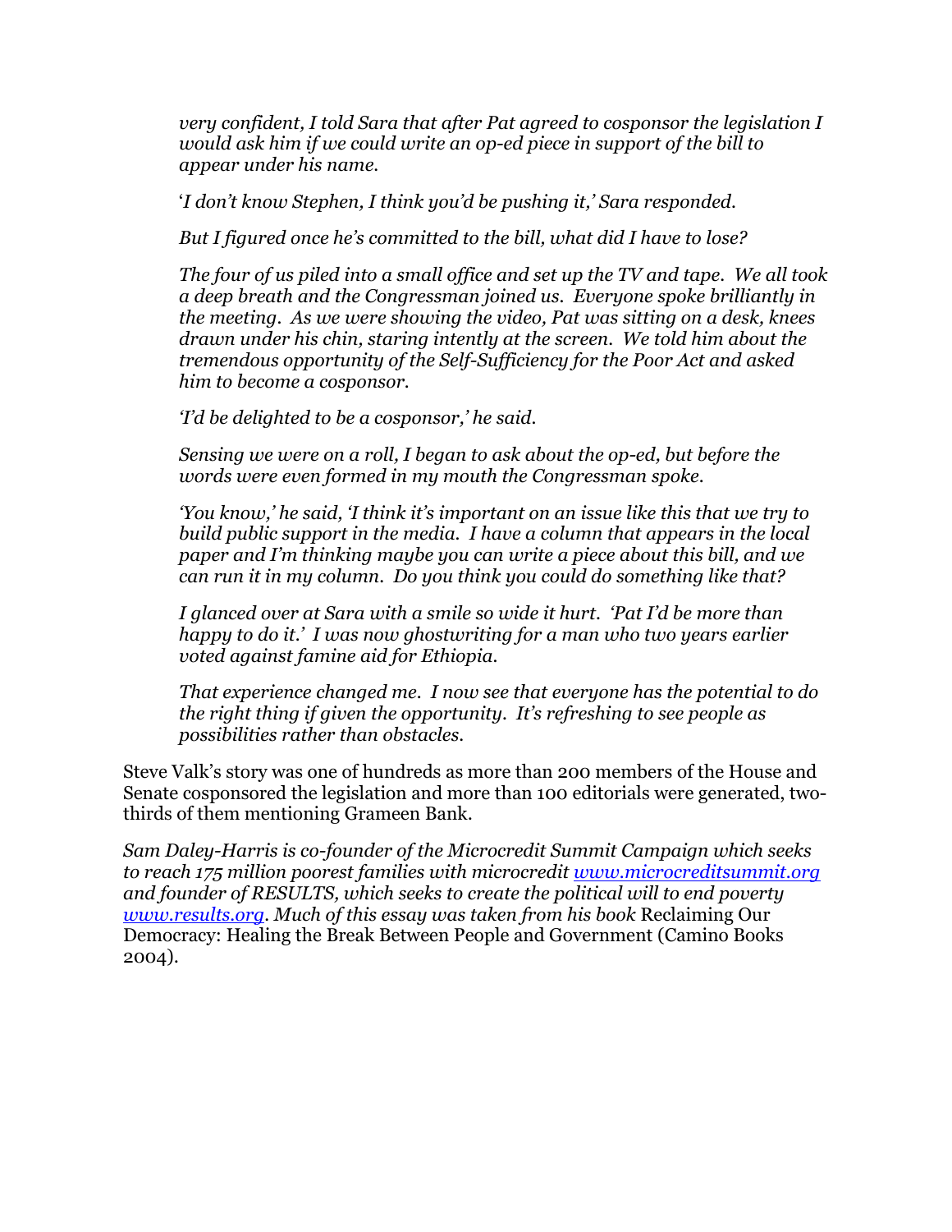*very confident, I told Sara that after Pat agreed to cosponsor the legislation I would ask him if we could write an op-ed piece in support of the bill to appear under his name.*

'*I don't know Stephen, I think you'd be pushing it,' Sara responded.*

*But I figured once he's committed to the bill, what did I have to lose?*

*The four of us piled into a small office and set up the TV and tape. We all took a deep breath and the Congressman joined us. Everyone spoke brilliantly in the meeting. As we were showing the video, Pat was sitting on a desk, knees drawn under his chin, staring intently at the screen. We told him about the tremendous opportunity of the Self-Sufficiency for the Poor Act and asked him to become a cosponsor.*

*'I'd be delighted to be a cosponsor,' he said.*

*Sensing we were on a roll, I began to ask about the op-ed, but before the words were even formed in my mouth the Congressman spoke.*

*'You know,' he said, 'I think it's important on an issue like this that we try to build public support in the media. I have a column that appears in the local paper and I'm thinking maybe you can write a piece about this bill, and we can run it in my column. Do you think you could do something like that?*

*I glanced over at Sara with a smile so wide it hurt. 'Pat I'd be more than happy to do it.' I was now ghostwriting for a man who two years earlier voted against famine aid for Ethiopia.*

*That experience changed me. I now see that everyone has the potential to do the right thing if given the opportunity. It's refreshing to see people as possibilities rather than obstacles.*

Steve Valk's story was one of hundreds as more than 200 members of the House and Senate cosponsored the legislation and more than 100 editorials were generated, two-thirds of them mentioning Grameen Bank.

*Sam Daley-Harris is co-founder of the Microcredit Summit Campaign which seeks to reach 175 million poorest families with microcredit [www.microcreditsummit.org](www.microcreditsummit.org) and founder of RESULTS, which seeks to create the political will to end poverty [www.results.org](www.results.org). Much of this essay was taken from his book* Reclaiming Our Democracy: Healing the Break Between People and Government (Camino Books 2004).